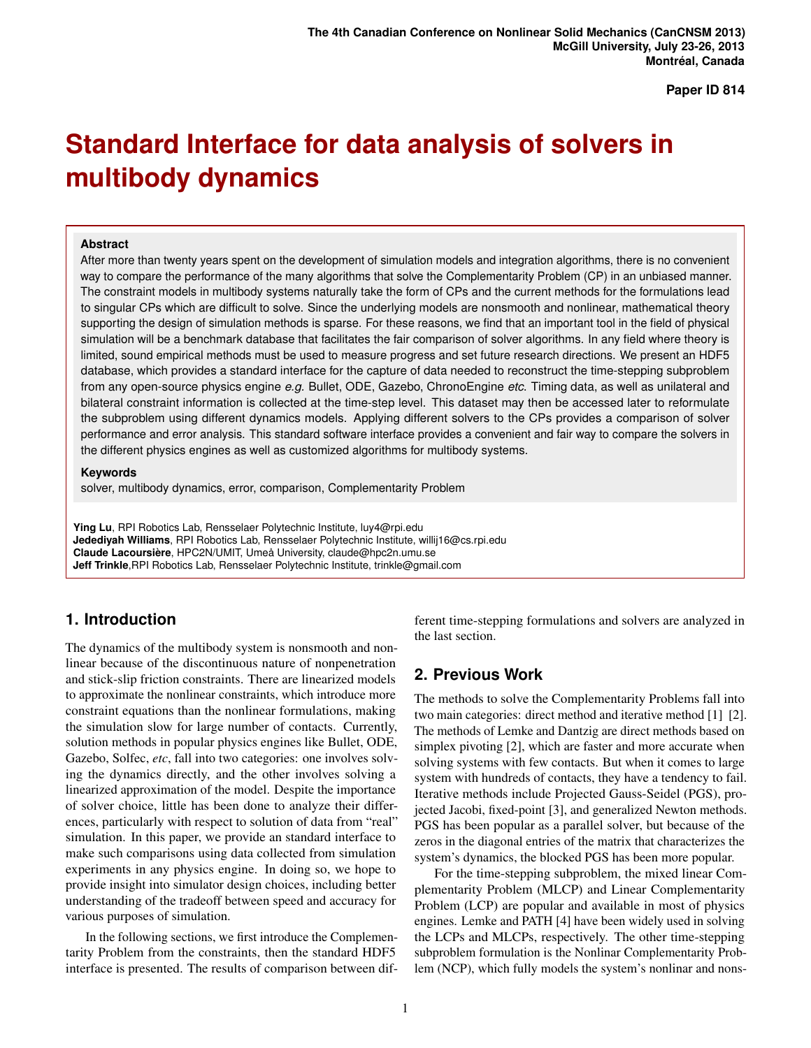The 4th Canadian Conference on Nonlinear Solid Mechanics (CanCNSM 2013)
McGill University, July 23-26, 2013
Montréal, Canada

**Paper ID 814**

# Standard Interface for data analysis of solvers in multibody dynamics

**Abstract**

After more than twenty years spent on the development of simulation models and integration algorithms, there is no convenient way to compare the performance of the many algorithms that solve the Complementarity Problem (CP) in an unbiased manner. The constraint models in multibody systems naturally take the form of CPs and the current methods for the formulations lead to singular CPs which are difficult to solve. Since the underlying models are nonsmooth and nonlinear, mathematical theory supporting the design of simulation methods is sparse. For these reasons, we find that an important tool in the field of physical simulation will be a benchmark database that facilitates the fair comparison of solver algorithms. In any field where theory is limited, sound empirical methods must be used to measure progress and set future research directions. We present an HDF5 database, which provides a standard interface for the capture of data needed to reconstruct the time-stepping subproblem from any open-source physics engine *e.g.* Bullet, ODE, Gazebo, ChronoEngine *etc.* Timing data, as well as unilateral and bilateral constraint information is collected at the time-step level. This dataset may then be accessed later to reformulate the subproblem using different dynamics models. Applying different solvers to the CPs provides a comparison of solver performance and error analysis. This standard software interface provides a convenient and fair way to compare the solvers in the different physics engines as well as customized algorithms for multibody systems.

**Keywords**

solver, multibody dynamics, error, comparison, Complementarity Problem

**Ying Lu**, RPI Robotics Lab, Rensselaer Polytechnic Institute, luy4@rpi.edu
**Jedediyah Williams**, RPI Robotics Lab, Rensselaer Polytechnic Institute, willij16@cs.rpi.edu
**Claude Lacoursière**, HPC2N/UMIT, Umeå University, claude@hpc2n.umu.se
**Jeff Trinkle**, RPI Robotics Lab, Rensselaer Polytechnic Institute, trinkle@gmail.com

## 1. Introduction

The dynamics of the multibody system is nonsmooth and nonlinear because of the discontinuous nature of nonpenetration and stick-slip friction constraints. There are linearized models to approximate the nonlinear constraints, which introduce more constraint equations than the nonlinear formulations, making the simulation slow for large number of contacts. Currently, solution methods in popular physics engines like Bullet, ODE, Gazebo, Solfec, *etc*, fall into two categories: one involves solving the dynamics directly, and the other involves solving a linearized approximation of the model. Despite the importance of solver choice, little has been done to analyze their differences, particularly with respect to solution of data from "real" simulation. In this paper, we provide an standard interface to make such comparisons using data collected from simulation experiments in any physics engine. In doing so, we hope to provide insight into simulator design choices, including better understanding of the tradeoff between speed and accuracy for various purposes of simulation.

In the following sections, we first introduce the Complementarity Problem from the constraints, then the standard HDF5 interface is presented. The results of comparison between different time-stepping formulations and solvers are analyzed in the last section.

## 2. Previous Work

The methods to solve the Complementarity Problems fall into two main categories: direct method and iterative method [1] [2]. The methods of Lemke and Dantzig are direct methods based on simplex pivoting [2], which are faster and more accurate when solving systems with few contacts. But when it comes to large system with hundreds of contacts, they have a tendency to fail. Iterative methods include Projected Gauss-Seidel (PGS), projected Jacobi, fixed-point [3], and generalized Newton methods. PGS has been popular as a parallel solver, but because of the zeros in the diagonal entries of the matrix that characterizes the system's dynamics, the blocked PGS has been more popular.

For the time-stepping subproblem, the mixed linear Complementarity Problem (MLCP) and Linear Complementarity Problem (LCP) are popular and available in most of physics engines. Lemke and PATH [4] have been widely used in solving the LCPs and MLCPs, respectively. The other time-stepping subproblem formulation is the Nonlinar Complementarity Problem (NCP), which fully models the system's nonlinar and nons-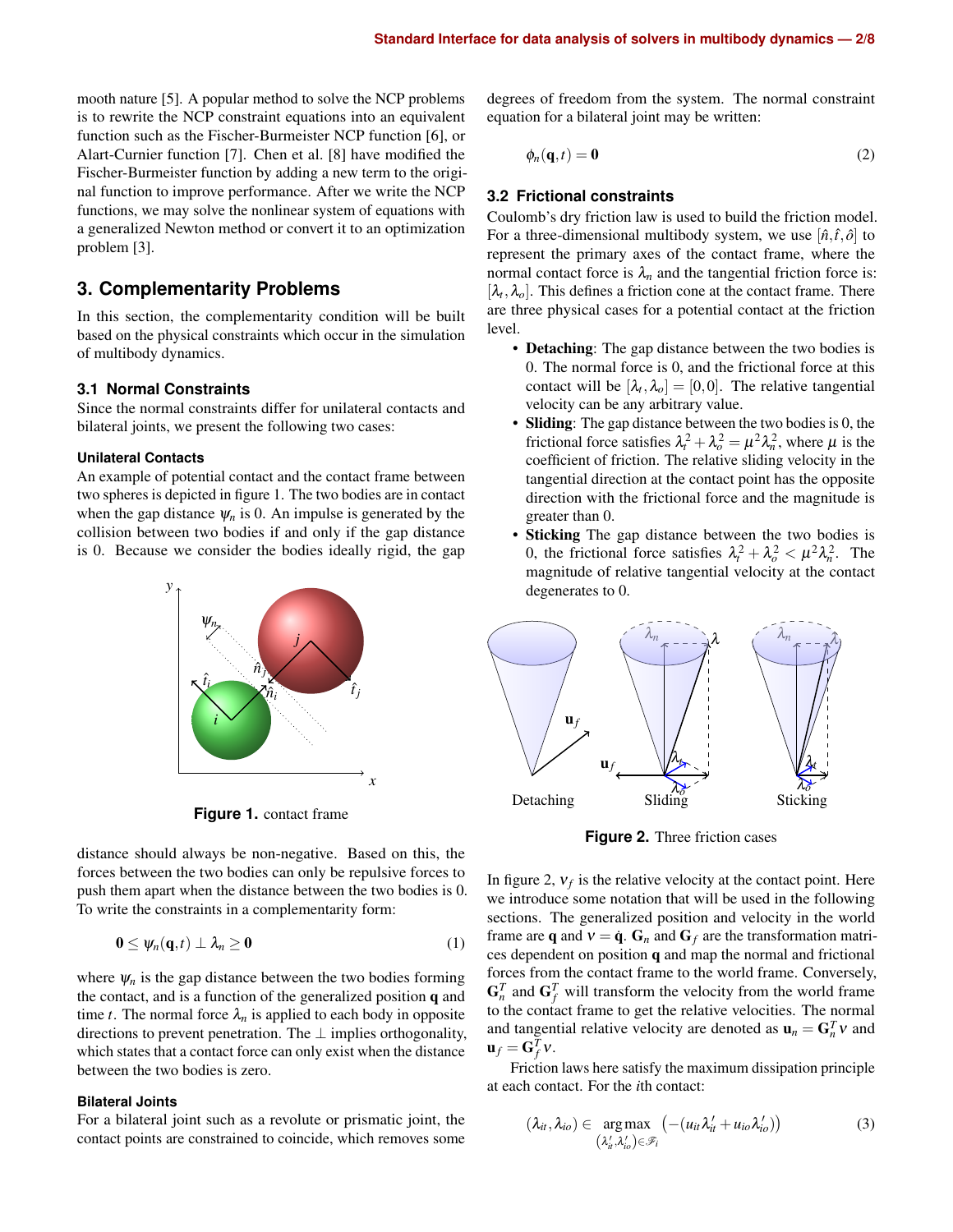mooth nature [5]. A popular method to solve the NCP problems is to rewrite the NCP constraint equations into an equivalent function such as the Fischer-Burmeister NCP function [6], or Alart-Curnier function [7]. Chen et al. [8] have modified the Fischer-Burmeister function by adding a new term to the original function to improve performance. After we write the NCP functions, we may solve the nonlinear system of equations with a generalized Newton method or convert it to an optimization problem [3].

## 3. Complementarity Problems

In this section, the complementarity condition will be built based on the physical constraints which occur in the simulation of multibody dynamics.

### 3.1 Normal Constraints

Since the normal constraints differ for unilateral contacts and bilateral joints, we present the following two cases:

#### Unilateral Contacts

An example of potential contact and the contact frame between two spheres is depicted in figure 1. The two bodies are in contact when the gap distance $\psi_n$ is 0. An impulse is generated by the collision between two bodies if and only if the gap distance is 0. Because we consider the bodies ideally rigid, the gap distance should always be non-negative. Based on this, the forces between the two bodies can only be repulsive forces to push them apart when the distance between the two bodies is 0. To write the constraints in a complementarity form:

**Figure 1.** contact frame

$$\mathbf{0} \leq \psi_n(\mathbf{q}, t) \perp \lambda_n \geq \mathbf{0} \tag{1}$$

where $\psi_n$ is the gap distance between the two bodies forming the contact, and is a function of the generalized position $\mathbf{q}$ and time $t$. The normal force $\lambda_n$ is applied to each body in opposite directions to prevent penetration. The $\perp$ implies orthogonality, which states that a contact force can only exist when the distance between the two bodies is zero.

#### Bilateral Joints

For a bilateral joint such as a revolute or prismatic joint, the contact points are constrained to coincide, which removes some degrees of freedom from the system. The normal constraint equation for a bilateral joint may be written:

$$\phi_n(\mathbf{q}, t) = \mathbf{0} \tag{2}$$

### 3.2 Frictional constraints

Coulomb's dry friction law is used to build the friction model. For a three-dimensional multibody system, we use $[\hat{n}, \hat{t}, \hat{o}]$ to represent the primary axes of the contact frame, where the normal contact force is $\lambda_n$ and the tangential friction force is: $[\lambda_t, \lambda_o]$. This defines a friction cone at the contact frame. There are three physical cases for a potential contact at the friction level.

- **Detaching**: The gap distance between the two bodies is 0. The normal force is 0, and the frictional force at this contact will be $[\lambda_t, \lambda_o] = [0, 0]$. The relative tangential velocity can be any arbitrary value.
- **Sliding**: The gap distance between the two bodies is 0, the frictional force satisfies $\lambda_t^2 + \lambda_o^2 = \mu^2 \lambda_n^2$, where $\mu$ is the coefficient of friction. The relative sliding velocity in the tangential direction at the contact point has the opposite direction with the frictional force and the magnitude is greater than 0.
- **Sticking** The gap distance between the two bodies is 0, the frictional force satisfies $\lambda_t^2 + \lambda_o^2 < \mu^2 \lambda_n^2$. The magnitude of relative tangential velocity at the contact degenerates to 0.

**Figure 2.** Three friction cases

In figure 2, $v_f$ is the relative velocity at the contact point. Here we introduce some notation that will be used in the following sections. The generalized position and velocity in the world frame are $\mathbf{q}$ and $v = \dot{\mathbf{q}}$. $\mathbf{G}_n$ and $\mathbf{G}_f$ are the transformation matrices dependent on position $\mathbf{q}$ and map the normal and frictional forces from the contact frame to the world frame. Conversely, $\mathbf{G}_n^T$ and $\mathbf{G}_f^T$ will transform the velocity from the world frame to the contact frame to get the relative velocities. The normal and tangential relative velocity are denoted as $\mathbf{u}_n = \mathbf{G}_n^T v$ and $\mathbf{u}_f = \mathbf{G}_f^T v$.

Friction laws here satisfy the maximum dissipation principle at each contact. For the $i$th contact:

$$(\lambda_{it}, \lambda_{io}) \in \underset{(\lambda'_{it}, \lambda'_{io}) \in \mathscr{F}_i}{\arg\max} \left( -(u_{it}\lambda'_{it} + u_{io}\lambda'_{io}) \right) \tag{3}$$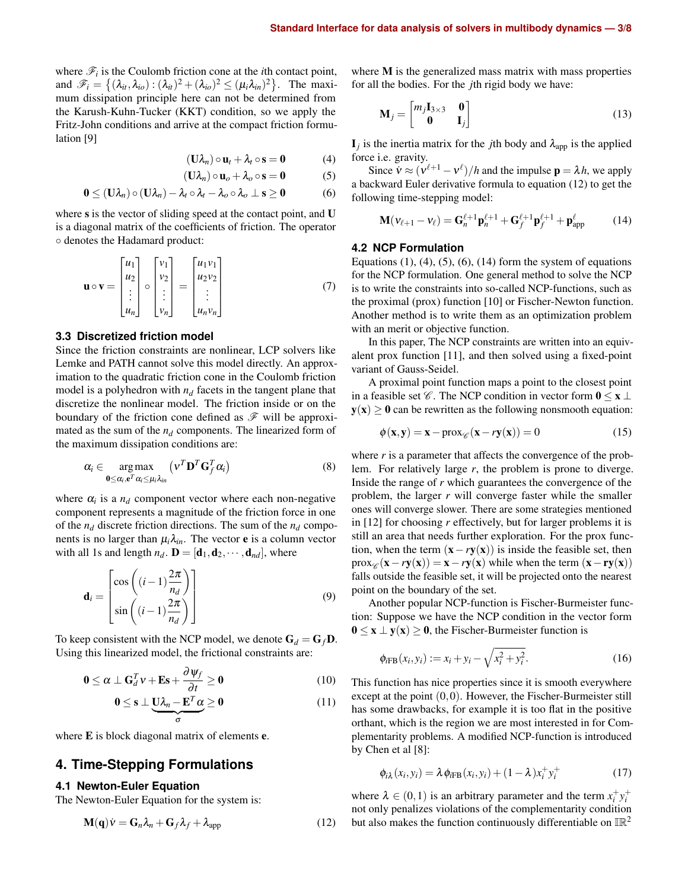where $\mathscr{F}_i$ is the Coulomb friction cone at the $i$th contact point, and $\mathscr{F}_i = \{(\lambda_{it}, \lambda_{io}) : (\lambda_{it})^2 + (\lambda_{io})^2 \leq (\mu_i \lambda_{in})^2\}$. The maximum dissipation principle here can not be determined from the Karush-Kuhn-Tucker (KKT) condition, so we apply the Fritz-John conditions and arrive at the compact friction formulation [9]

$$(\mathbf{U}\lambda_n) \circ \mathbf{u}_t + \lambda_t \circ \mathbf{s} = \mathbf{0} \tag{4}$$

$$(\mathbf{U}\lambda_n) \circ \mathbf{u}_o + \lambda_o \circ \mathbf{s} = \mathbf{0} \tag{5}$$

$$\mathbf{0} \leq (\mathbf{U}\lambda_n) \circ (\mathbf{U}\lambda_n) - \lambda_t \circ \lambda_t - \lambda_o \circ \lambda_o \perp \mathbf{s} \geq \mathbf{0} \tag{6}$$

where $\mathbf{s}$ is the vector of sliding speed at the contact point, and $\mathbf{U}$ is a diagonal matrix of the coefficients of friction. The operator $\circ$ denotes the Hadamard product:

$$\mathbf{u} \circ \mathbf{v} = \begin{bmatrix} u_1 \\ u_2 \\ \vdots \\ u_n \end{bmatrix} \circ \begin{bmatrix} v_1 \\ v_2 \\ \vdots \\ v_n \end{bmatrix} = \begin{bmatrix} u_1 v_1 \\ u_2 v_2 \\ \vdots \\ u_n v_n \end{bmatrix} \tag{7}$$

### 3.3 Discretized friction model

Since the friction constraints are nonlinear, LCP solvers like Lemke and PATH cannot solve this model directly. An approximation to the quadratic friction cone in the Coulomb friction model is a polyhedron with $n_d$ facets in the tangent plane that discretize the nonlinear model. The friction inside or on the boundary of the friction cone defined as $\mathscr{F}$ will be approximated as the sum of the $n_d$ components. The linearized form of the maximum dissipation conditions are:

$$\alpha_i \in \underset{0 \leq \alpha_i, \mathbf{e}^T \alpha_i \leq \mu_i \lambda_{in}}{\arg\max} \left( \nu^T \mathbf{D}^T \mathbf{G}_f^T \alpha_i \right) \tag{8}$$

where $\alpha_i$ is a $n_d$ component vector where each non-negative component represents a magnitude of the friction force in one of the $n_d$ discrete friction directions. The sum of the $n_d$ components is no larger than $\mu_i \lambda_{in}$. The vector $\mathbf{e}$ is a column vector with all 1s and length $n_d$. $\mathbf{D} = [\mathbf{d}_1, \mathbf{d}_2, \cdots, \mathbf{d}_{nd}]$, where

$$\mathbf{d}_i = \begin{bmatrix} \cos\left((i-1)\dfrac{2\pi}{n_d}\right) \\ \sin\left((i-1)\dfrac{2\pi}{n_d}\right) \end{bmatrix} \tag{9}$$

To keep consistent with the NCP model, we denote $\mathbf{G}_d = \mathbf{G}_f \mathbf{D}$. Using this linearized model, the frictional constraints are:

$$\mathbf{0} \leq \alpha \perp \mathbf{G}_d^T \nu + \mathbf{E}\mathbf{s} + \frac{\partial \psi_f}{\partial t} \geq \mathbf{0} \tag{10}$$

$$\mathbf{0} \leq \mathbf{s} \perp \underbrace{\mathbf{U}\lambda_n - \mathbf{E}^T \alpha}_{\sigma} \geq \mathbf{0} \tag{11}$$

where $\mathbf{E}$ is block diagonal matrix of elements $\mathbf{e}$.

## 4. Time-Stepping Formulations

### 4.1 Newton-Euler Equation

The Newton-Euler Equation for the system is:

$$\mathbf{M}(\mathbf{q})\dot{\nu} = \mathbf{G}_n \lambda_n + \mathbf{G}_f \lambda_f + \lambda_{\text{app}} \tag{12}$$

where $\mathbf{M}$ is the generalized mass matrix with mass properties for all the bodies. For the $j$th rigid body we have:

$$\mathbf{M}_j = \begin{bmatrix} m_j \mathbf{I}_{3\times 3} & \mathbf{0} \\ \mathbf{0} & \mathbf{I}_j \end{bmatrix} \tag{13}$$

$\mathbf{I}_j$ is the inertia matrix for the $j$th body and $\lambda_{\text{app}}$ is the applied force i.e. gravity.

Since $\dot{\nu} \approx (\nu^{\ell+1} - \nu^{\ell})/h$ and the impulse $\mathbf{p} = \lambda h$, we apply a backward Euler derivative formula to equation (12) to get the following time-stepping model:

$$\mathbf{M}(\nu_{\ell+1} - \nu_{\ell}) = \mathbf{G}_n^{\ell+1} \mathbf{p}_n^{\ell+1} + \mathbf{G}_f^{\ell+1} \mathbf{p}_f^{\ell+1} + \mathbf{p}_{\text{app}}^{\ell} \tag{14}$$

### 4.2 NCP Formulation

Equations (1), (4), (5), (6), (14) form the system of equations for the NCP formulation. One general method to solve the NCP is to write the constraints into so-called NCP-functions, such as the proximal (prox) function [10] or Fischer-Newton function. Another method is to write them as an optimization problem with an merit or objective function.

In this paper, The NCP constraints are written into an equivalent prox function [11], and then solved using a fixed-point variant of Gauss-Seidel.

A proximal point function maps a point to the closest point in a feasible set $\mathscr{C}$. The NCP condition in vector form $\mathbf{0} \leq \mathbf{x} \perp \mathbf{y}(\mathbf{x}) \geq \mathbf{0}$ can be rewritten as the following nonsmooth equation:

$$\phi(\mathbf{x}, \mathbf{y}) = \mathbf{x} - \text{prox}_{\mathscr{C}}(\mathbf{x} - r\mathbf{y}(\mathbf{x})) = 0 \tag{15}$$

where $r$ is a parameter that affects the convergence of the problem. For relatively large $r$, the problem is prone to diverge. Inside the range of $r$ which guarantees the convergence of the problem, the larger $r$ will converge faster while the smaller ones will converge slower. There are some strategies mentioned in [12] for choosing $r$ effectively, but for larger problems it is still an area that needs further exploration. For the prox function, when the term $(\mathbf{x} - r\mathbf{y}(\mathbf{x}))$ is inside the feasible set, then $\text{prox}_{\mathscr{C}}(\mathbf{x} - r\mathbf{y}(\mathbf{x})) = \mathbf{x} - r\mathbf{y}(\mathbf{x})$ while when the term $(\mathbf{x} - \mathbf{r}\mathbf{y}(\mathbf{x}))$ falls outside the feasible set, it will be projected onto the nearest point on the boundary of the set.

Another popular NCP-function is Fischer-Burmeister function: Suppose we have the NCP condition in the vector form $\mathbf{0} \leq \mathbf{x} \perp \mathbf{y}(\mathbf{x}) \geq \mathbf{0}$, the Fischer-Burmeister function is

$$\phi_{i\text{FB}}(x_i, y_i) := x_i + y_i - \sqrt{x_i^2 + y_i^2}. \tag{16}$$

This function has nice properties since it is smooth everywhere except at the point $(0,0)$. However, the Fischer-Burmeister still has some drawbacks, for example it is too flat in the positive orthant, which is the region we are most interested in for Complementarity problems. A modified NCP-function is introduced by Chen et al [8]:

$$\phi_{i\lambda}(x_i, y_i) = \lambda \phi_{i\text{FB}}(x_i, y_i) + (1-\lambda) x_i^+ y_i^+ \tag{17}$$

where $\lambda \in (0,1)$ is an arbitrary parameter and the term $x_i^+ y_i^+$ not only penalizes violations of the complementarity condition but also makes the function continuously differentiable on $\mathbb{R}^2$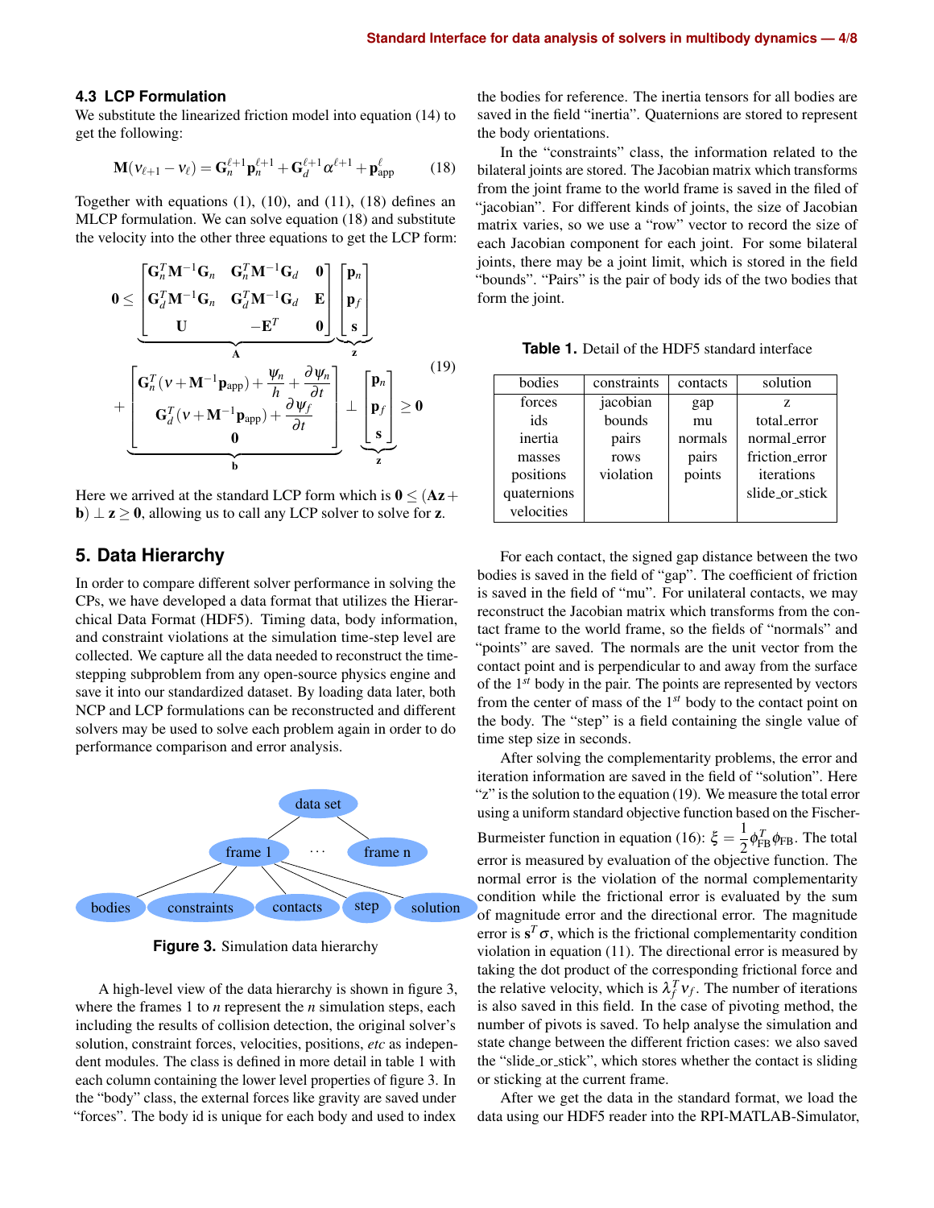### 4.3 LCP Formulation

We substitute the linearized friction model into equation (14) to get the following:

$$\mathbf{M}(\nu_{\ell+1} - \nu_\ell) = \mathbf{G}_n^{\ell+1}\mathbf{p}_n^{\ell+1} + \mathbf{G}_d^{\ell+1}\alpha^{\ell+1} + \mathbf{p}_{\text{app}}^{\ell} \tag{18}$$

Together with equations (1), (10), and (11), (18) defines an MLCP formulation. We can solve equation (18) and substitute the velocity into the other three equations to get the LCP form:

$$\begin{aligned}\mathbf{0} \leq & \underbrace{\begin{bmatrix} \mathbf{G}_n^T\mathbf{M}^{-1}\mathbf{G}_n & \mathbf{G}_n^T\mathbf{M}^{-1}\mathbf{G}_d & \mathbf{0} \\ \mathbf{G}_d^T\mathbf{M}^{-1}\mathbf{G}_n & \mathbf{G}_d^T\mathbf{M}^{-1}\mathbf{G}_d & \mathbf{E} \\ \mathbf{U} & -\mathbf{E}^T & \mathbf{0} \end{bmatrix}}_{\mathbf{A}} \underbrace{\begin{bmatrix} \mathbf{p}_n \\ \mathbf{p}_f \\ \mathbf{s} \end{bmatrix}}_{\mathbf{z}} \\ & + \underbrace{\begin{bmatrix} \mathbf{G}_n^T(\nu + \mathbf{M}^{-1}\mathbf{p}_{\text{app}}) + \frac{\psi_n}{h} + \frac{\partial \psi_n}{\partial t} \\ \mathbf{G}_d^T(\nu + \mathbf{M}^{-1}\mathbf{p}_{\text{app}}) + \frac{\partial \psi_f}{\partial t} \\ \mathbf{0} \end{bmatrix}}_{\mathbf{b}} \perp \underbrace{\begin{bmatrix} \mathbf{p}_n \\ \mathbf{p}_f \\ \mathbf{s} \end{bmatrix}}_{\mathbf{z}} \geq \mathbf{0}\end{aligned} \tag{19}$$

Here we arrived at the standard LCP form which is $\mathbf{0} \leq (\mathbf{Az} + \mathbf{b}) \perp \mathbf{z} \geq \mathbf{0}$, allowing us to call any LCP solver to solve for $\mathbf{z}$.

## 5. Data Hierarchy

In order to compare different solver performance in solving the CPs, we have developed a data format that utilizes the Hierarchical Data Format (HDF5). Timing data, body information, and constraint violations at the simulation time-step level are collected. We capture all the data needed to reconstruct the time-stepping subproblem from any open-source physics engine and save it into our standardized dataset. By loading data later, both NCP and LCP formulations can be reconstructed and different solvers may be used to solve each problem again in order to do performance comparison and error analysis.

**Figure 3.** Simulation data hierarchy

A high-level view of the data hierarchy is shown in figure 3, where the frames 1 to $n$ represent the $n$ simulation steps, each including the results of collision detection, the original solver's solution, constraint forces, velocities, positions, *etc* as independent modules. The class is defined in more detail in table 1 with each column containing the lower level properties of figure 3. In the "body" class, the external forces like gravity are saved under "forces". The body id is unique for each body and used to index the bodies for reference. The inertia tensors for all bodies are saved in the field "inertia". Quaternions are stored to represent the body orientations.

In the "constraints" class, the information related to the bilateral joints are stored. The Jacobian matrix which transforms from the joint frame to the world frame is saved in the filed of "jacobian". For different kinds of joints, the size of Jacobian matrix varies, so we use a "row" vector to record the size of each Jacobian component for each joint. For some bilateral joints, there may be a joint limit, which is stored in the field "bounds". "Pairs" is the pair of body ids of the two bodies that form the joint.

**Table 1.** Detail of the HDF5 standard interface

| bodies | constraints | contacts | solution |
|---|---|---|---|
| forces | jacobian | gap | z |
| ids | bounds | mu | total_error |
| inertia | pairs | normals | normal_error |
| masses | rows | pairs | friction_error |
| positions | violation | points | iterations |
| quaternions | | | slide_or_stick |
| velocities | | | |

For each contact, the signed gap distance between the two bodies is saved in the field of "gap". The coefficient of friction is saved in the field of "mu". For unilateral contacts, we may reconstruct the Jacobian matrix which transforms from the contact frame to the world frame, so the fields of "normals" and "points" are saved. The normals are the unit vector from the contact point and is perpendicular to and away from the surface of the 1[st] body in the pair. The points are represented by vectors from the center of mass of the 1[st] body to the contact point on the body. The "step" is a field containing the single value of time step size in seconds.

After solving the complementarity problems, the error and iteration information are saved in the field of "solution". Here "z" is the solution to the equation (19). We measure the total error using a uniform standard objective function based on the Fischer-Burmeister function in equation (16): $\xi = \frac{1}{2}\phi_{\text{FB}}^T\phi_{\text{FB}}$. The total error is measured by evaluation of the objective function. The normal error is the violation of the normal complementarity condition while the frictional error is evaluated by the sum of magnitude error and the directional error. The magnitude error is $\mathbf{s}^T\sigma$, which is the frictional complementarity condition violation in equation (11). The directional error is measured by taking the dot product of the corresponding frictional force and the relative velocity, which is $\lambda_f^T\nu_f$. The number of iterations is also saved in this field. In the case of pivoting method, the number of pivots is saved. To help analyse the simulation and state change between the different friction cases: we also saved the "slide_or_stick", which stores whether the contact is sliding or sticking at the current frame.

After we get the data in the standard format, we load the data using our HDF5 reader into the RPI-MATLAB-Simulator,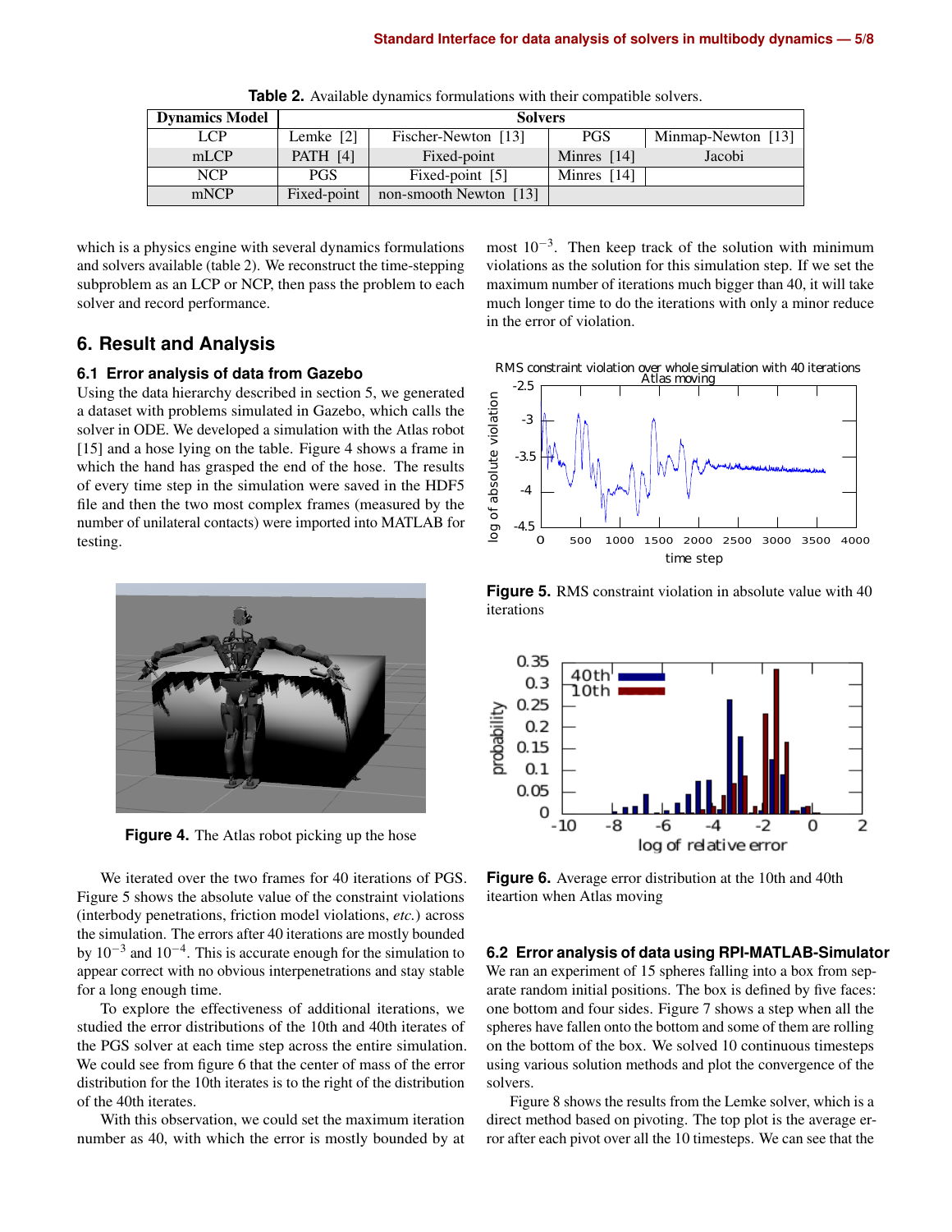**Table 2.** Available dynamics formulations with their compatible solvers.

| Dynamics Model | Solvers | | | |
|---|---|---|---|---|
| LCP | Lemke [2] | Fischer-Newton [13] | PGS | Minmap-Newton [13] |
| mLCP | PATH [4] | Fixed-point | Minres [14] | Jacobi |
| NCP | PGS | Fixed-point [5] | Minres [14] | |
| mNCP | Fixed-point | non-smooth Newton [13] | | |

which is a physics engine with several dynamics formulations and solvers available (table 2). We reconstruct the time-stepping subproblem as an LCP or NCP, then pass the problem to each solver and record performance.

## 6. Result and Analysis

### 6.1 Error analysis of data from Gazebo

Using the data hierarchy described in section 5, we generated a dataset with problems simulated in Gazebo, which calls the solver in ODE. We developed a simulation with the Atlas robot [15] and a hose lying on the table. Figure 4 shows a frame in which the hand has grasped the end of the hose. The results of every time step in the simulation were saved in the HDF5 file and then the two most complex frames (measured by the number of unilateral contacts) were imported into MATLAB for testing.

**Figure 4.** The Atlas robot picking up the hose

We iterated over the two frames for 40 iterations of PGS. Figure 5 shows the absolute value of the constraint violations (interbody penetrations, friction model violations, *etc.*) across the simulation. The errors after 40 iterations are mostly bounded by $10^{-3}$ and $10^{-4}$. This is accurate enough for the simulation to appear correct with no obvious interpenetrations and stay stable for a long enough time.

To explore the effectiveness of additional iterations, we studied the error distributions of the 10th and 40th iterates of the PGS solver at each time step across the entire simulation. We could see from figure 6 that the center of mass of the error distribution for the 10th iterates is to the right of the distribution of the 40th iterates.

With this observation, we could set the maximum iteration number as 40, with which the error is mostly bounded by at most $10^{-3}$. Then keep track of the solution with minimum violations as the solution for this simulation step. If we set the maximum number of iterations much bigger than 40, it will take much longer time to do the iterations with only a minor reduce in the error of violation.

**Figure 5.** RMS constraint violation in absolute value with 40 iterations

**Figure 6.** Average error distribution at the 10th and 40th iteartion when Atlas moving

### 6.2 Error analysis of data using RPI-MATLAB-Simulator

We ran an experiment of 15 spheres falling into a box from separate random initial positions. The box is defined by five faces: one bottom and four sides. Figure 7 shows a step when all the spheres have fallen onto the bottom and some of them are rolling on the bottom of the box. We solved 10 continuous timesteps using various solution methods and plot the convergence of the solvers.

Figure 8 shows the results from the Lemke solver, which is a direct method based on pivoting. The top plot is the average error after each pivot over all the 10 timesteps. We can see that the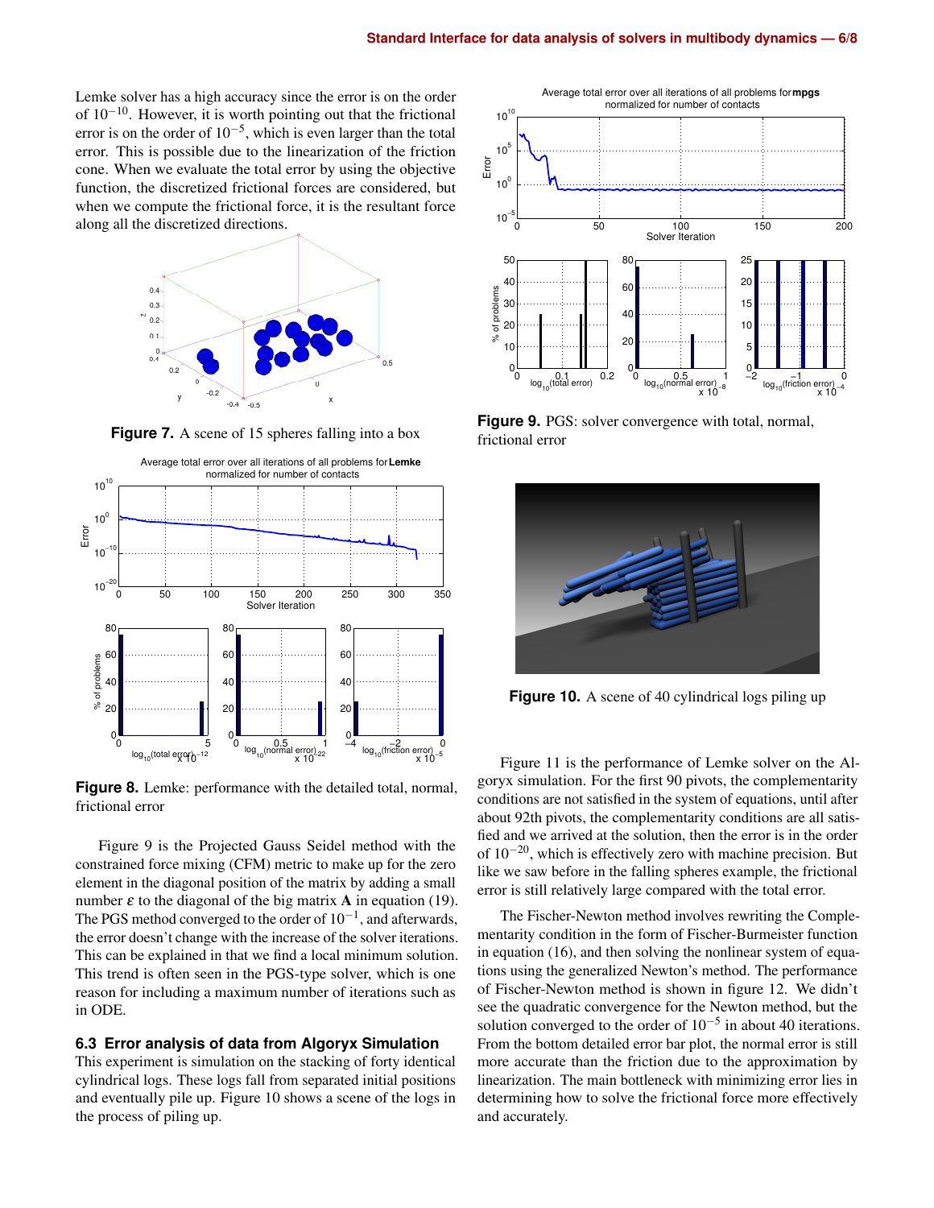Lemke solver has a high accuracy since the error is on the order of $10^{-10}$. However, it is worth pointing out that the frictional error is on the order of $10^{-5}$, which is even larger than the total error. This is possible due to the linearization of the friction cone. When we evaluate the total error by using the objective function, the discretized frictional forces are considered, but when we compute the frictional force, it is the resultant force along all the discretized directions.

**Figure 7.** A scene of 15 spheres falling into a box

**Figure 8.** Lemke: performance with the detailed total, normal, frictional error

Figure 9 is the Projected Gauss Seidel method with the constrained force mixing (CFM) metric to make up for the zero element in the diagonal position of the matrix by adding a small number $\varepsilon$ to the diagonal of the big matrix $\mathbf{A}$ in equation (19). The PGS method converged to the order of $10^{-1}$, and afterwards, the error doesn't change with the increase of the solver iterations. This can be explained in that we find a local minimum solution. This trend is often seen in the PGS-type solver, which is one reason for including a maximum number of iterations such as in ODE.

### 6.3 Error analysis of data from Algoryx Simulation

This experiment is simulation on the stacking of forty identical cylindrical logs. These logs fall from separated initial positions and eventually pile up. Figure 10 shows a scene of the logs in the process of piling up.

**Figure 9.** PGS: solver convergence with total, normal, frictional error

**Figure 10.** A scene of 40 cylindrical logs piling up

Figure 11 is the performance of Lemke solver on the Algoryx simulation. For the first 90 pivots, the complementarity conditions are not satisfied in the system of equations, until after about 92th pivots, the complementarity conditions are all satisfied and we arrived at the solution, then the error is in the order of $10^{-20}$, which is effectively zero with machine precision. But like we saw before in the falling spheres example, the frictional error is still relatively large compared with the total error.

The Fischer-Newton method involves rewriting the Complementarity condition in the form of Fischer-Burmeister function in equation (16), and then solving the nonlinear system of equations using the generalized Newton's method. The performance of Fischer-Newton method is shown in figure 12. We didn't see the quadratic convergence for the Newton method, but the solution converged to the order of $10^{-5}$ in about 40 iterations. From the bottom detailed error bar plot, the normal error is still more accurate than the friction due to the approximation by linearization. The main bottleneck with minimizing error lies in determining how to solve the frictional force more effectively and accurately.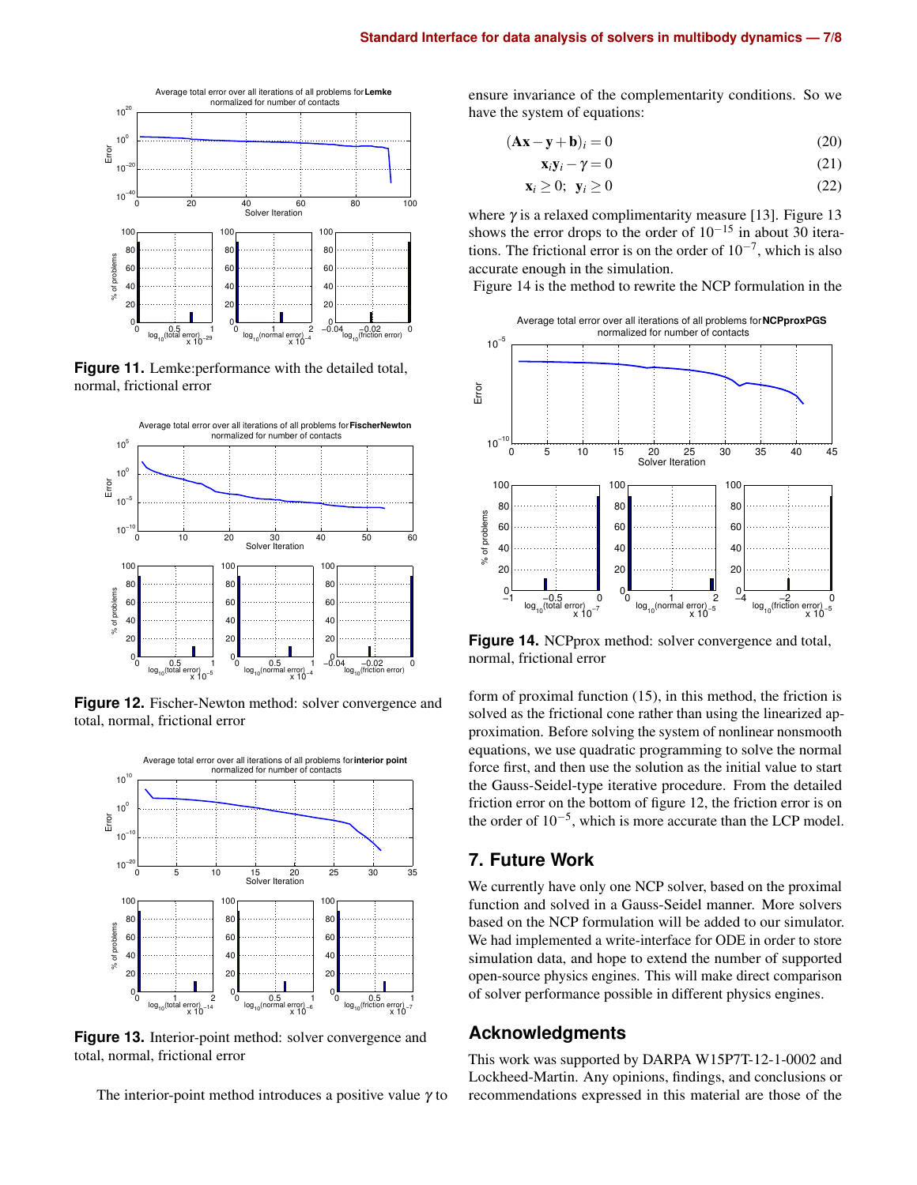Figure 11. Lemke:performance with the detailed total, normal, frictional error

Figure 12. Fischer-Newton method: solver convergence and total, normal, frictional error

Figure 13. Interior-point method: solver convergence and total, normal, frictional error

The interior-point method introduces a positive value $\gamma$ to ensure invariance of the complementarity conditions. So we have the system of equations:

$$(\mathbf{A}\mathbf{x} - \mathbf{y} + \mathbf{b})_i = 0 \tag{20}$$

$$\mathbf{x}_i \mathbf{y}_i - \gamma = 0 \tag{21}$$

$$\mathbf{x}_i \geq 0; \ \ \mathbf{y}_i \geq 0 \tag{22}$$

where $\gamma$ is a relaxed complimentarity measure [13]. Figure 13 shows the error drops to the order of $10^{-15}$ in about 30 iterations. The frictional error is on the order of $10^{-7}$, which is also accurate enough in the simulation.

Figure 14 is the method to rewrite the NCP formulation in the form of proximal function (15), in this method, the friction is solved as the frictional cone rather than using the linearized approximation. Before solving the system of nonlinear nonsmooth equations, we use quadratic programming to solve the normal force first, and then use the solution as the initial value to start the Gauss-Seidel-type iterative procedure. From the detailed friction error on the bottom of figure 12, the friction error is on the order of $10^{-5}$, which is more accurate than the LCP model.

Figure 14. NCPprox method: solver convergence and total, normal, frictional error

## 7. Future Work

We currently have only one NCP solver, based on the proximal function and solved in a Gauss-Seidel manner. More solvers based on the NCP formulation will be added to our simulator. We had implemented a write-interface for ODE in order to store simulation data, and hope to extend the number of supported open-source physics engines. This will make direct comparison of solver performance possible in different physics engines.

## Acknowledgments

This work was supported by DARPA W15P7T-12-1-0002 and Lockheed-Martin. Any opinions, findings, and conclusions or recommendations expressed in this material are those of the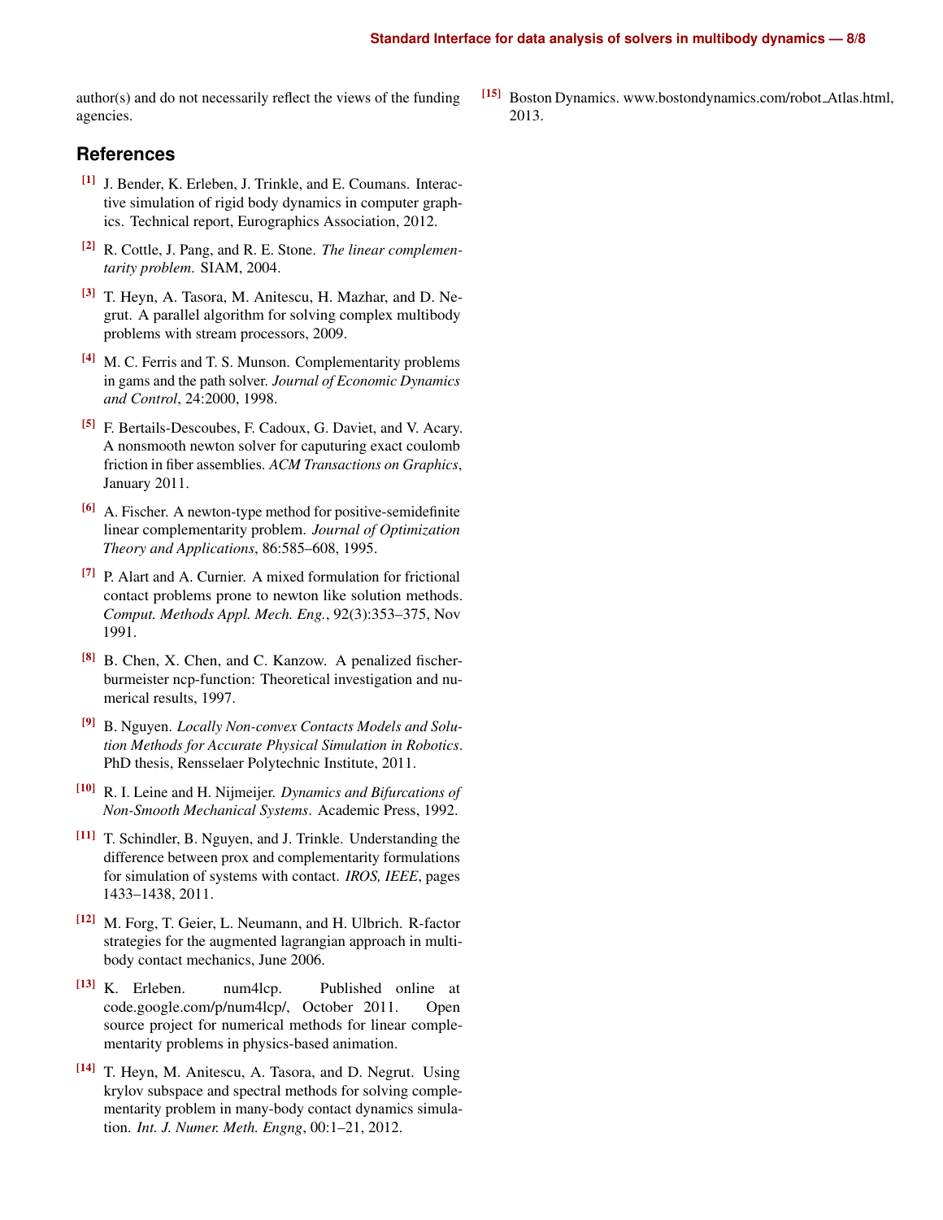author(s) and do not necessarily reflect the views of the funding agencies.

## References

[1] J. Bender, K. Erleben, J. Trinkle, and E. Coumans. Interactive simulation of rigid body dynamics in computer graphics. Technical report, Eurographics Association, 2012.

[2] R. Cottle, J. Pang, and R. E. Stone. *The linear complementarity problem*. SIAM, 2004.

[3] T. Heyn, A. Tasora, M. Anitescu, H. Mazhar, and D. Negrut. A parallel algorithm for solving complex multibody problems with stream processors, 2009.

[4] M. C. Ferris and T. S. Munson. Complementarity problems in gams and the path solver. *Journal of Economic Dynamics and Control*, 24:2000, 1998.

[5] F. Bertails-Descoubes, F. Cadoux, G. Daviet, and V. Acary. A nonsmooth newton solver for caputuring exact coulomb friction in fiber assemblies. *ACM Transactions on Graphics*, January 2011.

[6] A. Fischer. A newton-type method for positive-semidefinite linear complementarity problem. *Journal of Optimization Theory and Applications*, 86:585–608, 1995.

[7] P. Alart and A. Curnier. A mixed formulation for frictional contact problems prone to newton like solution methods. *Comput. Methods Appl. Mech. Eng.*, 92(3):353–375, Nov 1991.

[8] B. Chen, X. Chen, and C. Kanzow. A penalized fischer-burmeister ncp-function: Theoretical investigation and numerical results, 1997.

[9] B. Nguyen. *Locally Non-convex Contacts Models and Solution Methods for Accurate Physical Simulation in Robotics*. PhD thesis, Rensselaer Polytechnic Institute, 2011.

[10] R. I. Leine and H. Nijmeijer. *Dynamics and Bifurcations of Non-Smooth Mechanical Systems*. Academic Press, 1992.

[11] T. Schindler, B. Nguyen, and J. Trinkle. Understanding the difference between prox and complementarity formulations for simulation of systems with contact. *IROS, IEEE*, pages 1433–1438, 2011.

[12] M. Forg, T. Geier, L. Neumann, and H. Ulbrich. R-factor strategies for the augmented lagrangian approach in multibody contact mechanics, June 2006.

[13] K. Erleben. num4lcp. Published online at code.google.com/p/num4lcp/, October 2011. Open source project for numerical methods for linear complementarity problems in physics-based animation.

[14] T. Heyn, M. Anitescu, A. Tasora, and D. Negrut. Using krylov subspace and spectral methods for solving complementarity problem in many-body contact dynamics simulation. *Int. J. Numer. Meth. Engng*, 00:1–21, 2012.

[15] Boston Dynamics. www.bostondynamics.com/robot_Atlas.html, 2013.